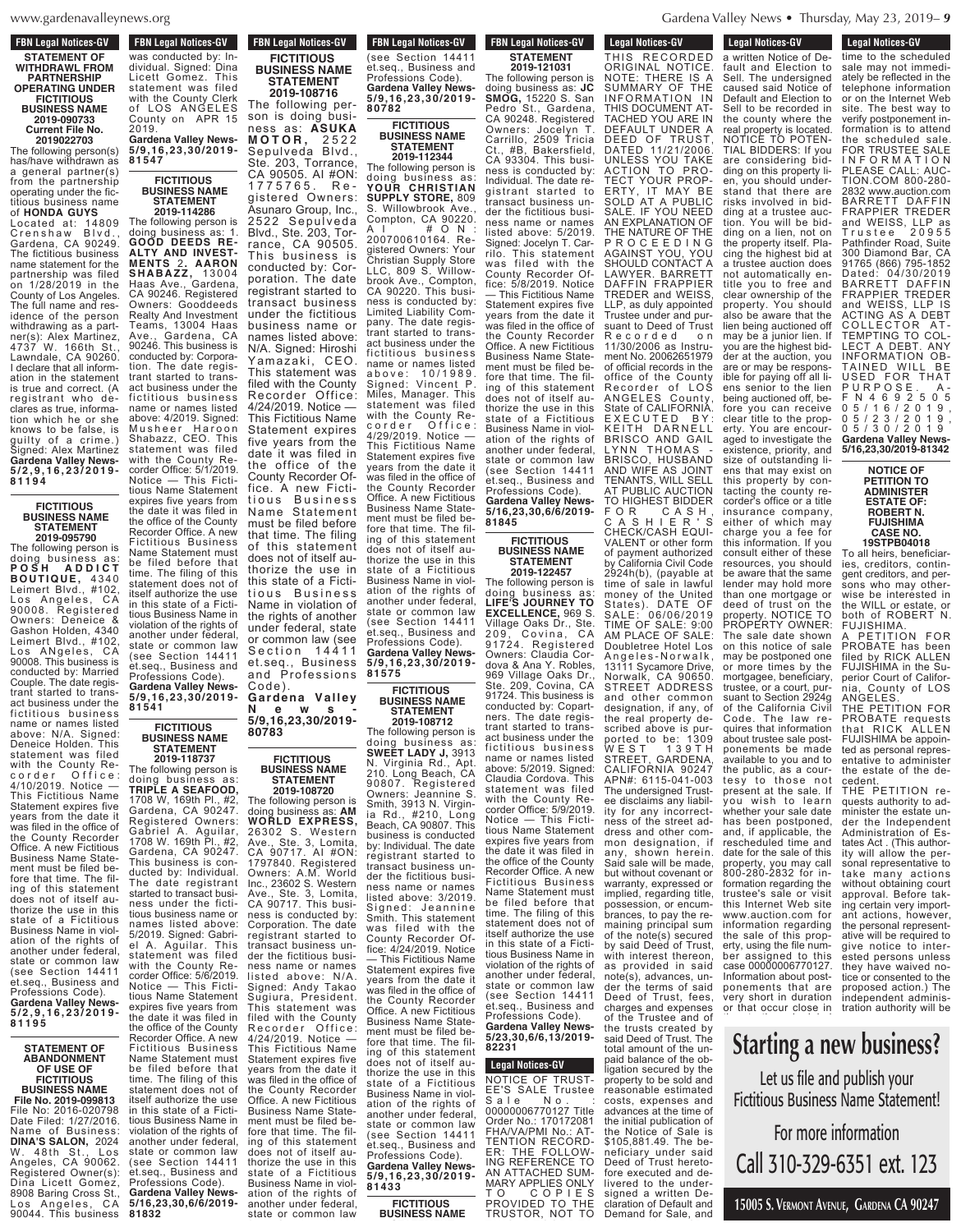FBN Legal Notices-GV

**STATEMENT OF WITHDRAWAL FROM PARTNERSHIP OPERATING UNDER FICTITIOUS BUSINESS NAME 2019-090733 Current File No. 2019022703**

The following person(s) has/have withdrawn as a general partner(s) from the partnership operating under the fictitious business name of **HONDA GUYS** Located at: 14809 Crenshaw Blvd., Gardena, CA 90249. The fictitious business name statement for the partnership was filed on 1/28/2019 in the County of Los Angeles. The full name and residence of the person withdrawing as a partner(s): Alex Martinez, 4737 W. 166th St., Lawndale, CA 90260. I declare that all information in the statement is true and correct. (A registrant who declares as true, information which he or she knows to be false, is guilty of a crime.) Signed: Alex Martinez **Gardena Valley News-5/2,9,16,23/2019-81194**

**FICTITIOUS BUSINESS NAME STATEMENT 2019-095790**

The following person is doing business as: **POSH ADDICT BOUTIQUE,** 4340 Leimert Blvd., #102, Los Angeles, CA 90008. Registered Owners: Deneice & Gashon Holden, 4340 Leimert Blvd., #102, Los ANgeles, CA 90008. This business is conducted by: Married Couple. The date registrant started to transact business under the fictitious business name or names listed above: N/A. Signed: Deneice Holden. This statement was filed with the County Recorder Office: 4/10/2019. Notice — This Fictitious Name Statement expires five years from the date it was filed in the office of the County Recorder Office. A new Fictitious Business Name Statement must be filed before that time. The filing of this statement does not of itself authorize the use in this state of a Fictitious Business Name in violation of the rights of another under federal, state or common law (see Section 14411 et.seq., Business and Professions Code). **Gardena Valley News-5/2,9,16,23/2019-81195**

**STATEMENT OF ABANDONMENT OF USE OF FICTITIOUS BUSINESS NAME File No. 2019-099813**

File No: 2016-020798 Date Filed: 1/27/2016. Name of Business: **DINA'S SALON,** 2024 W. 48th St., Los Angeles, CA 90062. Registered Owner(s): Dina Licett Gomez, 8908 Baring Cross St., Los Angeles, CA 90044. This business was conducted by: Individual. Signed: Dina Licett Gomez. This statement was filed with the County Clerk of LOS ANGELES County on APR 15 2019. **Gardena Valley News-5/9,16,23,30/2019-81547**

**FICTITIOUS BUSINESS NAME STATEMENT 2019-114286**

The following person is doing business as: 1. **GOOD DEEDS REALTY AND INVESTMENTS** 2. **AARON SHABAZZ,** 13004 Haas Ave., Gardena, CA 90246. Registered Owners: Gooddeeds Realty And Investment Teams, 13004 Haas Ave., Gardena, CA 90246. This business is conducted by: Corporation. The date registrant started to transact business under the fictitious business name or names listed above: 4/2019. Signed: Musheer Haroon Shabazz, CEO. This statement was filed with the County Recorder Office: 5/6/2019. Notice — This Fictitious Name Statement expires five years from the date it was filed in the office of the County Recorder Office. A new Fictitious Business Name Statement must be filed before that time. The filing of this statement does not of itself authorize the use in this state of a Fictitious Business Name in violation of the rights of another under federal, state or common law (see Section 14411 et.seq., Business and Professions Code). **Gardena Valley News-5/9,16,23,30/2019-81541**

**FICTITIOUS BUSINESS NAME STATEMENT 2019-118737**

The following person is doing business as: **TRIPLE A SEAFOOD,** 1708 W, 169th Pl., #2, Gardena, CA 90247. Registered Owners: Gabriel A. Aguilar, 1708 W. 169th Pl., #2, Gardena, CA 90247. This business is conducted by: Individual. The date registrant started to transact business under the fictitious business name or names listed above: 5/2019. Signed: Gabriel A. Aguilar. This statement was filed with the County Recorder Office: 5/6/2019. Notice — This Fictitious Name Statement expires five years from the date it was filed in the office of the County Recorder Office. A new Fictitious Business Name Statement must be filed before that time. The filing of this statement does not of itself authorize the use in this state of a Fictitious Business Name in violation of the rights of another under federal, state or common law (see Section 14411 et.seq., Business and Professions Code). **Gardena Valley News-5/16,23,30,6/6/2019-81832**

**FICTITIOUS BUSINESS NAME STATEMENT 2019-108716**

The following person is doing business as: **ASUKA MOTOR,** 2522 Sepulveda Blvd., Ste. 203, Torrance, CA 90505. AI #ON: 1775765. Registered Owners: Asunaro Group, Inc., 2522 Sepulveda Blvd., Ste. 203, Torrance, CA 90505. This business is conducted by: Corporation. The date registrant started to transact business under the fictitious business name or names listed above: N/A. Signed: Hiroshi Yamazaki, CEO. This statement was filed with the County Recorder Office: 4/24/2019. Notice — This Fictitious Name Statement expires five years from the date it was filed in the office of the County Recorder Office. A new Fictitious Business Name Statement must be filed before that time. The filing of this statement does not of itself authorize the use in this state of a Fictitious Business Name in violation of the rights of another under federal, state or common law (see Section 14411 et.seq., Business and Professions Code). **Gardena Valley News-5/9,16,23,30/2019-80783**

**FICTITIOUS BUSINESS NAME STATEMENT 2019-108720**

The following person is doing business as: **AM WORLD EXPRESS,** 26302 S. Western Ave., Ste. 3, Lomita, CA 90717. AI #ON: 1797840. Registered Owners: A.M. World Inc., 23602 S. Western Ave., Ste. 3, Lomita, CA 90717. This business is conducted by: Corporation. The date registrant started to transact business under the fictitious business name or names listed above: N/A. Signed: Andy Takao Sugiura, President. This statement was filed with the County Recorder Office: 4/24/2019. Notice — This Fictitious Name Statement expires five years from the date it was filed in the office of the County Recorder Office. A new Fictitious Business Name Statement must be filed before that time. The filing of this statement does not of itself authorize the use in this state of a Fictitious Business Name in violation of the rights of another under federal, state or common law (see Section 14411 et.seq., Business and Professions Code). **Gardena Valley News-5/9,16,23,30/2019-80782**

**FICTITIOUS BUSINESS NAME STATEMENT 2019-112344**

The following person is doing business as: **YOUR CHRISTIAN SUPPLY STORE,** 809 S. Willowbrook Ave., Compton, CA 90220. AI #ON: 200700610164. Registered Owners: Your Christian Supply Store LLC, 809 S. Willowbrook Ave., Compton, CA 90220. This business is conducted by: Limited Liability Company. The date registrant started to transact business under the fictitious business name or names listed above: 10/1989. Signed: Vincent P. Miles, Manager. This statement was filed with the County Recorder Office: 4/29/2019. Notice — This Fictitious Name Statement expires five years from the date it was filed in the office of the County Recorder Office. A new Fictitious Business Name Statement must be filed before that time. The filing of this statement does not of itself authorize the use in this state of a Fictitious Business Name in violation of the rights of another under federal, state or common law (see Section 14411 et.seq., Business and Professions Code). **Gardena Valley News-5/9,16,23,30/2019-81575**

**FICTITIOUS BUSINESS NAME STATEMENT 2019-108712**

The following person is doing business as: **SWEET LADY J,** 3913 N. Virginia Rd., Apt. 210, Long Beach, CA 90807. Registered Owners: Jeannine S. Smith, 3913 N. Virginia Rd., #210, Long Beach, CA 90807. This business is conducted by: Individual. The date registrant started to transact business under the fictitious business name or names listed above: 3/2019. Signed: Jeannine Smith. This statement was filed with the County Recorder Office: 4/24/2019. Notice — This Fictitious Name Statement expires five years from the date it was filed in the office of the County Recorder Office. A new Fictitious Business Name Statement must be filed before that time. The filing of this statement does not of itself authorize the use in this state of a Fictitious Business Name in violation of the rights of another under federal, state or common law (see Section 14411 et.seq., Business and Professions Code). **Gardena Valley News-5/9,16,23,30/2019-81433**

**FICTITIOUS BUSINESS NAME**

**STATEMENT 2019-121031**

The following person is doing business as: **JC SMOG,** 15220 S. San Pedro St., Gardena, CA 90248. Registered Owners: Jocelyn T. Carrillo, 2509 Tricia Ct., #B, Bakersfield, CA 93304. This business is conducted by: Individual. The date registrant started to transact business under the fictitious business name or names listed above: 5/2019. Signed: Jocelyn T. Carrilo. This statement was filed with the County Recorder Office: 5/8/2019. Notice — This Fictitious Name Statement expires five years from the date it was filed in the office of the County Recorder Office. A new Fictitious Business Name Statement must be filed before that time. The filing of this statement does not of itself authorize the use in this state of a Fictitious Business Name in violation of the rights of another under federal, state or common law (see Section 14411 et.seq., Business and Professions Code). **Gardena Valley News-5/16,23,30,6/6/2019-81845**

**FICTITIOUS BUSINESS NAME STATEMENT 2019-122457**

The following person is doing business as: **LIFE'S JOURNEY TO EXCELLENCE,** 969 S. Village Oaks Dr., Ste. 209, Covina, CA 91724. Registered Owners: Claudia Cordova & Ana Y. Robles, 969 Village Oaks Dr., Ste. 209, Covina, CA 91724. This business is conducted by: Copartners. The date registrant started to transact business under the fictitious business name or names listed above: 5/2019. Signed: Claudia Cordova. This statement was filed with the County Recorder Office: 5/9/2019. Notice — This Fictitious Name Statement expires five years from the date it was filed in the office of the County Recorder Office. A new Fictitious Business Name Statement must be filed before that time. The filing of this statement does not of itself authorize the use in this state of a Fictitious Business Name in violation of the rights of another under federal, state or common law (see Section 14411 et.seq., Business and Professions Code). **Gardena Valley News-5/23,30,6/6,13/2019-82231**

Legal Notices-GV

NOTICE OF TRUSTEE'S SALE Trustee Sale No. : 00000006770127 Title Order No.: 170172081 FHA/VA/PMI No.: ATTENTION RECORDER: THE FOLLOWING REFERENCE TO AN ATTACHED SUMMARY APPLIES ONLY TO COPIES PROVIDED TO THE TRUSTOR, NOT TO THIS RECORDED ORIGINAL NOTICE. NOTE: THERE IS A SUMMARY OF THE INFORMATION IN THIS DOCUMENT ATTACHED YOU ARE IN DEFAULT UNDER A DEED OF TRUST, DATED 11/21/2006. UNLESS YOU TAKE ACTION TO PROTECT YOUR PROPERTY, IT MAY BE SOLD AT A PUBLIC SALE. IF YOU NEED AN EXPLANATION OF THE NATURE OF THE PROCEEDING AGAINST YOU, YOU SHOULD CONTACT A LAWYER. BARRETT DAFFIN FRAPPIER TREDER and WEISS, LLP, as duly appointed Trustee under and pursuant to Deed of Trust Recorded on 11/30/2006 as Instrument No. 20062651979 of official records in the office of the County Recorder of LOS ANGELES County, State of CALIFORNIA. EXECUTED BY: KEITH DARNELL BRISCO AND GAIL LYNN THOMAS - BRISCO, HUSBAND AND WIFE AS JOINT TENANTS, WILL SELL AT PUBLIC AUCTION TO HIGHEST BIDDER FOR CASH, CASHIER'S CHECK/CASH EQUIVALENT or other form of payment authorized by California Civil Code 2924h(b), (payable at time of sale in lawful money of the United States). DATE OF SALE: 06/06/2019 TIME OF SALE: 9:00 AM PLACE OF SALE: Doubletree Hotel Los Angeles-Norwalk, 13111 Sycamore Drive, Norwalk, CA 90650. STREET ADDRESS and other common designation, if any, of the real property described above is purported to be: 1309 WEST 139TH STREET, GARDENA, CALIFORNIA 90247 APN#: 6115-041-003 The undersigned Trustee disclaims any liability for any incorrectness of the street address and other common designation, if any, shown herein. Said sale will be made, but without covenant or warranty, expressed or implied, regarding title, possession, or encumbrances, to pay the remaining principal sum of the note(s) secured by said Deed of Trust, with interest thereon, as provided in said note(s), advances, under the terms of said Deed of Trust, fees, charges and expenses of the Trustee and of the trusts created by said Deed of Trust. The total amount of the unpaid balance of the obligation secured by the property to be sold and reasonable estimated costs, expenses and advances at the time of the initial publication of the Notice of Sale is $105,881.49. The beneficiary under said Deed of Trust heretofore executed and delivered to the undersigned a written Declaration of Default and Demand for Sale, and a written Notice of Default and Election to Sell. The undersigned caused said Notice of Default and Election to Sell to be recorded in the county where the real property is located. NOTICE TO POTENTIAL BIDDERS: If you are considering bidding on this property lien, you should understand that there are risks involved in bidding at a trustee auction. You will be bidding on a lien, not on the property itself. Placing the highest bid at a trustee auction does not automatically entitle you to free and clear ownership of the property. You should also be aware that the lien being auctioned off may be a junior lien. If you are the highest bidder at the auction, you are or may be responsible for paying off all liens senior to the lien being auctioned off, before you can receive clear title to the property. You are encouraged to investigate the existence, priority, and size of outstanding liens that may exist on this property by contacting the county recorder's office or a title insurance company, either of which may charge you a fee for this information. If you consult either of these resources, you should be aware that the same lender may hold more than one mortgage or deed of trust on the property. NOTICE TO PROPERTY OWNER: The sale date shown on this notice of sale may be postponed one or more times by the mortgagee, beneficiary, trustee, or a court, pursuant to Section 2924g of the California Civil Code. The law requires that information about trustee sale postponements be made available to you and to the public, as a courtesy to those not present at the sale. If you wish to learn whether your sale date has been postponed, and, if applicable, the rescheduled time and date for the sale of this property, you may call 800-280-2832 for information regarding the trustee's sale or visit this Internet Web site www.auction.com for information regarding the sale of this property, using the file number assigned to this case 00000006770127. Information about postponements that are very short in duration or that occur close in time to the scheduled sale may not immediately be reflected in the telephone information or on the Internet Web site. The best way to verify postponement information is to attend the scheduled sale. FOR TRUSTEE SALE INFORMATION PLEASE CALL: AUCTION.COM 800-280-2832 www.auction.com BARRETT DAFFIN FRAPPIER TREDER and WEISS, LLP as Trustee 20955 Pathfinder Road, Suite 300 Diamond Bar, CA 91765 (866) 795-1852 Dated: 04/30/2019 BARRETT DAFFIN FRAPPIER TREDER and WEISS, LLP IS ACTING AS A DEBT COLLECTOR ATTEMPTING TO COLLECT A DEBT. ANY INFORMATION OBTAINED WILL BE USED FOR THAT PURPOSE. A-FN4692505 05/16/2019, 05/23/2019, 05/30/2019 **Gardena Valley News-5/16,23,30/2019-81342**

**NOTICE OF PETITION TO ADMINISTER ESTATE OF: ROBERT N. FUJISHIMA CASE NO. 19STPB04018**

To all heirs, beneficiaries, creditors, contingent creditors, and persons who may otherwise be interested in the WILL or estate, or both of ROBERT N. FUJISHIMA.

A PETITION FOR PROBATE has been filed by RICK ALLEN FUJISHIMA in the Superior Court of California, County of LOS ANGELES.

THE PETITION FOR PROBATE requests that RICK ALLEN FUJISHIMA be appointed as personal representative to administer the estate of the decedent.

THE PETITION requests authority to administer the estate under the Independent Administration of Estates Act . (This authority will allow the personal representative to take many actions without obtaining court approval. Before taking certain very important actions, however, the personal representative will be required to give notice to interested persons unless they have waived notice or consented to the proposed action.) The independent administration authority will be

**Starting a new business?**

Let us file and publish your Fictitious Business Name Statement!

For more information

Call 310-329-6351 ext. 123

15005 S. Vermont Avenue, Gardena CA 90247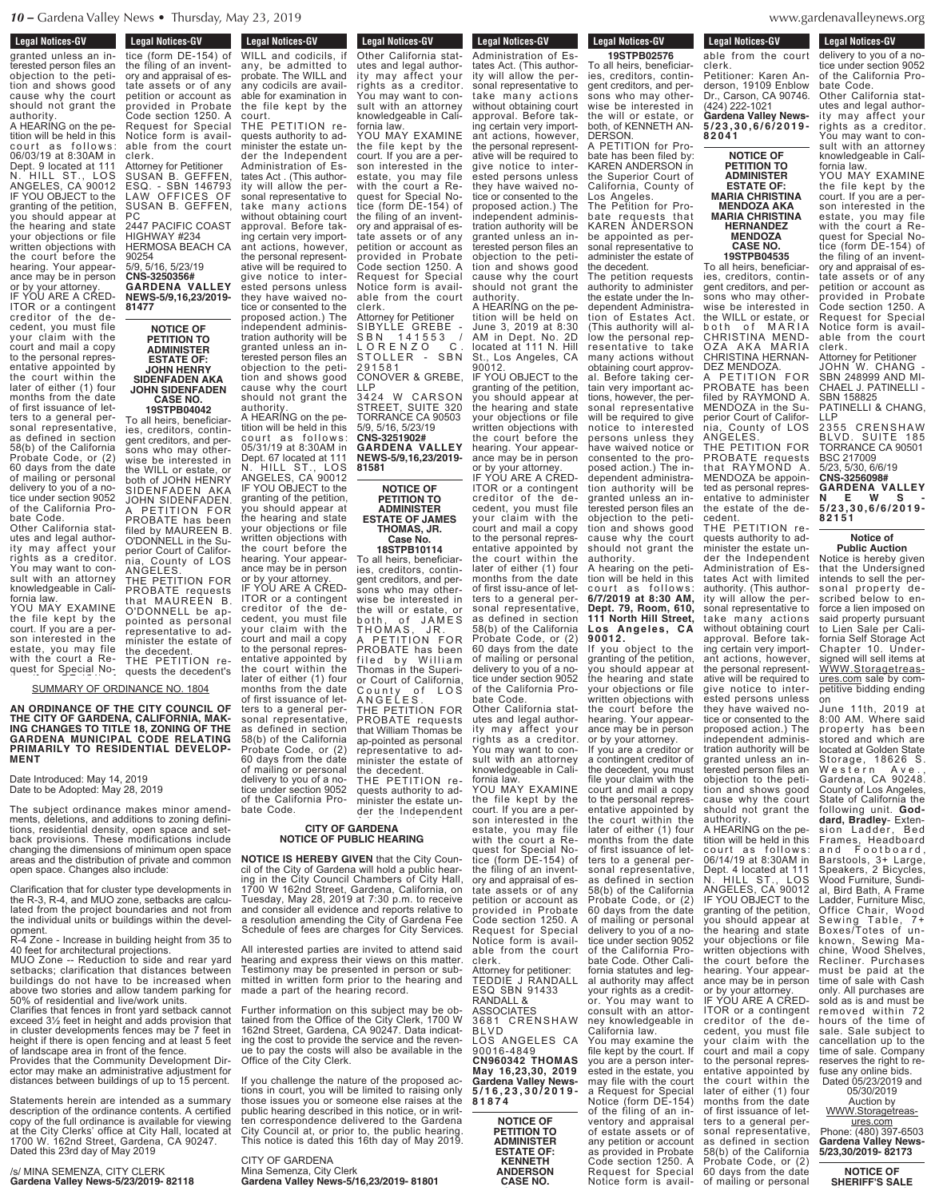granted unless an interested person files an objection to the petition and shows good cause why the court should not grant the authority.

A HEARING on the petition will be held in this court as follows: 06/03/19 at 8:30AM in Dept. 9 located at 111 N. HILL ST., LOS ANGELES, CA 90012

IF YOU OBJECT to the granting of the petition, you should appear at the hearing and state your objections or file written objections with the court before the hearing. Your appearance may be in person or by your attorney.

IF YOU ARE A CREDITOR or a contingent creditor of the decedent, you must file your claim with the court and mail a copy to the personal representative appointed by the court within the later of either (1) four months from the date of first issuance of letters to a general personal representative, as defined in section 58(b) of the California Probate Code, or (2) 60 days from the date of mailing or personal delivery to you of a notice under section 9052 of the California Probate Code.

Other California statutes and legal authority may affect your rights as a creditor. You may want to consult with an attorney knowledgeable in California law.

YOU MAY EXAMINE the file kept by the court. If you are a person interested in the estate, you may file with the court a Request for Special Notice (form DE-154) of the filing of an inventory and appraisal of estate assets or of any petition or account as provided in Probate Code section 1250. A Request for Special Notice form is available from the court clerk.

Attorney for Petitioner
SUSAN B. GEFFEN, ESQ. - SBN 146793
LAW OFFICES OF SUSAN B. GEFFEN, PC
2447 PACIFIC COAST HIGHWAY #234
HERMOSA BEACH CA 90254
5/9, 5/16, 5/23/19
CNS-3250356#
**GARDENA VALLEY NEWS-5/9,16,23/2019-81477**

**NOTICE OF PETITION TO ADMINISTER ESTATE OF: JOHN HENRY SIDENFADEN AKA JOHN SIDENFADEN CASE NO. 19STPB04042**

To all heirs, beneficiaries, creditors, contingent creditors, and persons who may otherwise be interested in the WILL or estate, or both of JOHN HENRY SIDENFADEN AKA JOHN SIDENFADEN.

A PETITION FOR PROBATE has been filed by MAUREEN B. O'DONNELL in the Superior Court of California, County of LOS ANGELES.

THE PETITION FOR PROBATE requests that MAUREEN B. O'DONNELL be appointed as personal representative to administer the estate of the decedent.

THE PETITION requests the decedent's WILL and codicils, if any, be admitted to probate. The WILL and any codicils are available for examination in the file kept by the court.

THE PETITION requests authority to administer the estate under the Independent Administration of Estates Act . (This authority will allow the personal representative to take many actions without obtaining court approval. Before taking certain very important actions, however, the personal representative will be required to give notice to interested persons unless they have waived notice or consented to the proposed action.) The independent administration authority will be granted unless an interested person files an objection to the petition and shows good cause why the court should not grant the authority.

A HEARING on the petition will be held in this court as follows: 05/31/19 at 8:30AM in Dept. 67 located at 111 N. HILL ST., LOS ANGELES, CA 90012

IF YOU OBJECT to the granting of the petition, you should appear at the hearing and state your objections or file written objections with the court before the hearing. Your appearance may be in person or by your attorney.

IF YOU ARE A CREDITOR or a contingent creditor of the decedent, you must file your claim with the court and mail a copy to the personal representative appointed by the court within the later of either (1) four months from the date of first issuance of letters to a general personal representative, as defined in section 58(b) of the California Probate Code, or (2) 60 days from the date of mailing or personal delivery to you of a notice under section 9052 of the California Probate Code.

Other California statutes and legal authority may affect your rights as a creditor. You may want to consult with an attorney knowledgeable in California law.

YOU MAY EXAMINE the file kept by the court. If you are a person interested in the estate, you may file with the court a Request for Special Notice (form DE-154) of the filing of an inventory and appraisal of estate assets or of any petition or account as provided in Probate Code section 1250. A Request for Special Notice form is available from the court clerk.

Attorney for Petitioner
SIBYLLE GREBE - SBN 141553 / LORENZO C. STOLLER - SBN 291581
CONOVER & GREBE, LLP
3424 W CARSON STREET, SUITE 320
TORRANCE CA 90503
5/9, 5/16, 5/23/19
CNS-3251902#
**GARDENA VALLEY NEWS-5/9,16,23/2019-81581**

**NOTICE OF PETITION TO ADMINISTER ESTATE OF JAMES THOMAS, JR. Case No. 18STPB10114**

To all heirs, beneficiaries, creditors, contingent creditors, and persons who may otherwise be interested in the will or estate, or both, of JAMES THOMAS, JR.

A PETITION FOR PROBATE has been filed by William Thomas in the Superior Court of California, County of LOS ANGELES.

THE PETITION FOR PROBATE requests that William Thomas be appointed as personal representative to administer the estate of the decedent.

THE PETITION requests authority to administer the estate under the Independent Administration of Estates Act. (This authority will allow the personal representative to take many actions without obtaining court approval. Before taking certain very important actions, however, the personal representative will be required to give notice to interested persons unless they have waived notice or consented to the proposed action.) The independent administration authority will be granted unless an interested person files an objection to the petition and shows good cause why the court should not grant the authority.

A HEARING on the petition will be held on June 3, 2019 at 8:30 AM in Dept. No. 2D located at 111 N. Hill St., Los Angeles, CA 90012.

IF YOU OBJECT to the granting of the petition, you should appear at the hearing and state your objections or file written objections with the court before the hearing. Your appearance may be in person or by your attorney.

IF YOU ARE A CREDITOR or a contingent creditor of the decedent, you must file your claim with the court and mail a copy to the personal representative appointed by the court within the later of either (1) four months from the date of first issuance of letters to a general personal representative, as defined in section 58(b) of the California Probate Code, or (2) 60 days from the date of mailing or personal delivery to you of a notice under section 9052 of the California Probate Code.

Other California statutes and legal authority may affect your rights as a creditor. You may want to consult with an attorney knowledgeable in California law.

YOU MAY EXAMINE the file kept by the court. If you are a person interested in the estate, you may file with the court a Request for Special Notice (form DE-154) of the filing of an inventory and appraisal of estate assets or of any petition or account as provided in Probate Code section 1250. A Request for Special Notice form is available from the court clerk.

Attorney for petitioner:
TEDDIE J RANDALL ESQ SBN 91433
RANDALL & ASSOCIATES
3681 CRENSHAW BLVD
LOS ANGELES CA 90016-4849
**CN960342 THOMAS May 16,23,30, 2019**
**Gardena Valley News-5/16,23,30/2019-81874**

**NOTICE OF PETITION TO ADMINISTER ESTATE OF: KENNETH ANDERSON CASE NO. 19STPB02576**

To all heirs, beneficiaries, creditors, contingent creditors, and persons who may otherwise be interested in the will or estate, or both, of KENNETH ANDERSON.

A PETITION for Probate has been filed by: KAREN ANDERSON in the Superior Court of California, County of Los Angeles.

The Petition for Probate requests that KAREN ANDERSON be appointed as personal representative to administer the estate of the decedent.

The petition requests authority to administer the estate under the Independent Administration of Estates Act. (This authority will allow the personal representative to take many actions without obtaining court approval. Before taking certain very important actions, however, the personal representative will be required to give notice to interested persons unless they have waived notice or consented to the proposed action.) The independent administration authority will be granted unless an interested person files an objection to the petition and shows good cause why the court should not grant the authority.

A hearing on the petition will be held in this court as follows: **6/7/2019 at 8:30 AM, Dept. 79, Room, 610, 111 North Hill Street, Los Angeles, CA 90012.**

If you object to the granting of the petition, you should appear at the hearing and state your objections or file written objections with the court before the hearing. Your appearance may be in person or by your attorney.

If you are a creditor or a contingent creditor of the decedent, you must file your claim with the court and mail a copy to the personal representative appointed by the court within the later of either (1) four months from the date of first issuance of letters to a general personal representative, as defined in section 58(b) of the California Probate Code, or (2) 60 days from the date of mailing or personal delivery to you of a notice under section 9052 of the California Probate Code. Other California statutes and legal authority may affect your rights as a creditor. You may want to consult with an attorney knowledgeable in California law.

You may examine the file kept by the court. If you are a person interested in the estate, you may file with the court a Request for Special Notice (form DE-154) of the filing of an inventory and appraisal of estate assets or of any petition or account as provided in Probate Code section 1250. A Request for Special Notice form is available from the court clerk.

Petitioner: Karen Anderson, 19109 Enblow Dr., Carson, CA 90746. (424) 222-1021
**Gardena Valley News-5/23,30,6/6/2019-82041**

**NOTICE OF PETITION TO ADMINISTER ESTATE OF: MARIA CHRISTINA MENDOZA AKA MARIA CHRISTINA HERNANDEZ MENDOZA CASE NO. 19STPB04535**

To all heirs, beneficiaries, creditors, contingent creditors, and persons who may otherwise be interested in the WILL or estate, or both of MARIA CHRISTINA MENDOZA AKA MARIA CHRISTINA HERNANDEZ MENDOZA.

A PETITION FOR PROBATE has been filed by RAYMOND A. MENDOZA in the Superior Court of California, County of LOS ANGELES.

THE PETITION FOR PROBATE requests that RAYMOND A. MENDOZA be appointed as personal representative to administer the estate of the decedent.

THE PETITION requests authority to administer the estate under the Independent Administration of Estates Act with limited authority. (This authority will allow the personal representative to take many actions without obtaining court approval. Before taking certain very important actions, however, the personal representative will be required to give notice to interested persons unless they have waived notice or consented to the proposed action.) The independent administration authority will be granted unless an interested person files an objection to the petition and shows good cause why the court should not grant the authority.

A HEARING on the petition will be held in this court as follows: 06/14/19 at 8:30AM in Dept. 4 located at 111 N. HILL ST., LOS ANGELES, CA 90012

IF YOU OBJECT to the granting of the petition, you should appear at the hearing and state your objections or file written objections with the court before the hearing. Your appearance may be in person or by your attorney.

IF YOU ARE A CREDITOR or a contingent creditor of the decedent, you must file your claim with the court and mail a copy to the personal representative appointed by the court within the later of either (1) four months from the date of first issuance of letters to a general personal representative, as defined in section 58(b) of the California Probate Code, or (2) 60 days from the date of mailing or personal delivery to you of a notice under section 9052 of the California Probate Code.

Other California statutes and legal authority may affect your rights as a creditor. You may want to consult with an attorney knowledgeable in California law.

YOU MAY EXAMINE the file kept by the court. If you are a person interested in the estate, you may file with the court a Request for Special Notice (form DE-154) of the filing of an inventory and appraisal of estate assets or of any petition or account as provided in Probate Code section 1250. A Request for Special Notice form is available from the court clerk.

Attorney for Petitioner
JOHN W. CHANG - SBN 248999 AND MICHAEL J. PATINELLI - SBN 158825
PATINELLI & CHANG, LLP
2355 CRENSHAW BLVD. SUITE 185
TORRANCE CA 90501
BSC 217009
5/23, 5/30, 6/6/19
CNS-3256098#
**GARDENA VALLEY NEWS-5/23,30,6/6/2019-82151**

**Notice of Public Auction**

Notice is hereby given that the Undersigned intends to sell the personal property described below to enforce a lien imposed on said property pursuant to Lien Sale per California Self Storage Act Chapter 10. Undersigned will sell items at WWW.Storagetreasures.com sale by competitive bidding ending on

June 11th, 2019 at 8:00 AM. Where said property has been stored and which are located at Golden State Storage, 18626 S. Western Ave., Gardena, CA 90248. County of Los Angeles, State of California the following unit. **Goddard, Bradley**- Extension Ladder, Bed Frames, Headboard and Footboard, Barstools, 3+ Large, Speakers, 2 Bicycles, Wood Furniture, Sundial, Bird Bath, A Frame Ladder, Furniture Misc, Office Chair, Wood Sewing Table, 7+ Boxes/Totes of unknown, Sewing Machine, Wood Shelves, Recliner. Purchases must be paid at the time of sale with Cash only. All purchases are sold as is and must be removed within 72 hours of the time of sale. Sale subject to cancellation up to the time of sale. Company reserves the right to refuse any online bids.

Dated 05/23/2019 and 05/30/2019
Auction by WWW.Storagetreasures.com
Phone: (480) 397-6503
**Gardena Valley News-5/23,30/2019- 82173**

SUMMARY OF ORDINANCE NO. 1804

**AN ORDINANCE OF THE CITY COUNCIL OF THE CITY OF GARDENA, CALIFORNIA, MAKING CHANGES TO TITLE 18, ZONING OF THE GARDENA MUNICIPAL CODE RELATING PRIMARILY TO RESIDENTIAL DEVELOPMENT**

Date Introduced: May 14, 2019
Date to be Adopted: May 28, 2019

The subject ordinance makes minor amendments, deletions, and additions to zoning definitions, residential density, open space and setback provisions. These modifications include changing the dimensions of minimum open space areas and the distribution of private and common open space. Changes also include:

Clarification that for cluster type developments in the R-3, R-4, and MUO zone, setbacks are calculated from the project boundaries and not from the individual units or buildings within the development.

R-4 Zone - Increase in building height from 35 to 40 feet for architectural projections.

MUO Zone -- Reduction to side and rear yard setbacks; clarification that distances between buildings do not have to be increased when above two stories and allow tandem parking for 50% of residential and live/work units.

Clarifies that fences in front yard setback cannot exceed 3½ feet in height and adds provision that in cluster developments fences may be 7 feet in height if there is open fencing and at least 5 feet of landscape area in front of the fence.

Provides that the Community Development Director may make an administrative adjustment for distances between buildings of up to 15 percent.

Statements herein are intended as a summary description of the ordinance contents. A certified copy of the full ordinance is available for viewing at the City Clerks' office at City Hall, located at 1700 W. 162nd Street, Gardena, CA 90247. Dated this 23rd day of May 2019

/s/ MINA SEMENZA, CITY CLERK
**Gardena Valley News-5/23/2019- 82118**

**CITY OF GARDENA NOTICE OF PUBLIC HEARING**

**NOTICE IS HEREBY GIVEN** that the City Council of the City of Gardena will hold a public hearing in the City Council Chambers of City Hall, 1700 W 162nd Street, Gardena, California, on Tuesday, May 28, 2019 at 7:30 p.m. to receive and consider all evidence and reports relative to a resolution amending the City of Gardena Fee Schedule of fees are charges for City Services.

All interested parties are invited to attend said hearing and express their views on this matter. Testimony may be presented in person or submitted in written form prior to the hearing and made a part of the hearing record.

Further information on this subject may be obtained from the Office of the City Clerk, 1700 W 162nd Street, Gardena, CA 90247. Data indicating the cost to provide the service and the revenue to pay the costs will also be available in the Office of the City Clerk.

If you challenge the nature of the proposed actions in court, you will be limited to raising only those issues you or someone else raises at the public hearing described in this notice, or in written correspondence delivered to the Gardena City Council at, or prior to, the public hearing. This notice is dated this 16th day of May 2019.

CITY OF GARDENA
Mina Semenza, City Clerk
**Gardena Valley News-5/16,23/2019- 81801**

**NOTICE OF SHERIFF'S SALE**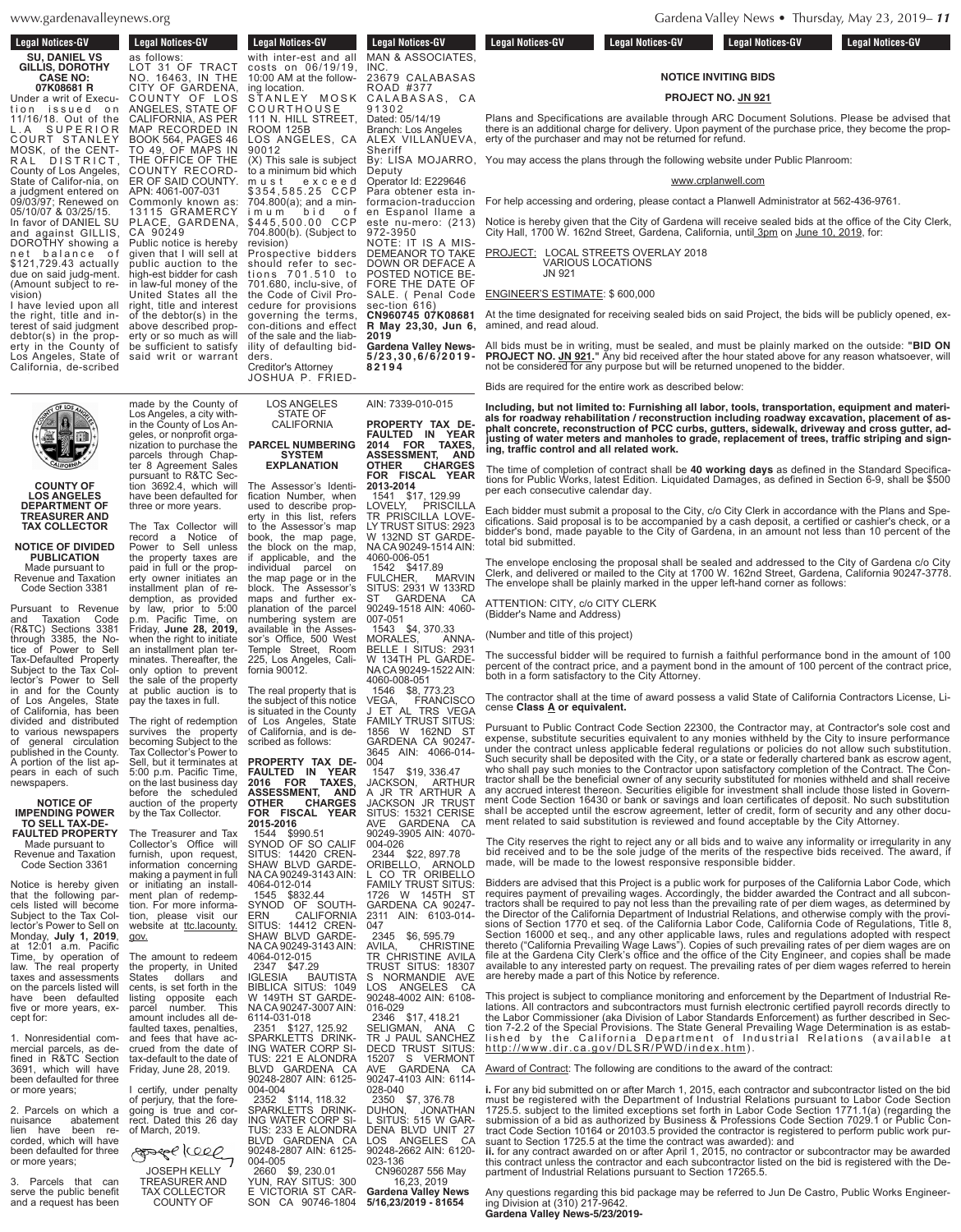Legal Notices-GV

**SU, DANIEL VS GILLIS, DOROTHY CASE NO: 07K08681 R**

Under a writ of Execution issued on 11/16/18. Out of the L.A SUPERIOR COURT STANLEY MOSK, of the CENTRAL DISTRICT, County of Los Angeles, State of Califor-nia, on a judgment entered on 09/03/97; Renewed on 05/10/07 & 03/25/15. In favor of DANIEL SU and against GILLIS, DOROTHY showing a net balance of $121,729.43 actually due on said judg-ment. (Amount subject to revision)

I have levied upon all the right, title and interest of said judgment debtor(s) in the property in the County of Los Angeles, State of California, de-scribed as follows:

LOT 31 OF TRACT NO. 16463, IN THE CITY OF GARDENA, COUNTY OF LOS ANGELES, STATE OF CALIFORNIA, AS PER MAP RECORDED IN BOOK 564, PAGES 46 TO 49, OF MAPS IN THE OFFICE OF THE COUNTY RECORDER OF SAID COUNTY.

APN: 4061-007-031

Commonly known as: 13115 GRAMERCY PLACE, GARDENA, CA 90249

Public notice is hereby given that I will sell at public auction to the high-est bidder for cash in law-ful money of the United States all the right, title and interest of the debtor(s) in the above described property or so much as will be sufficient to satisfy said writ or warrant with inter-est and all costs on 06/19/19, 10:00 AM at the following location.

STANLEY MOSK COURTHOUSE
111 N. HILL STREET, ROOM 125B
LOS ANGELES, CA 90012

(X) This sale is subject to a minimum bid which must exceed $354,585.25 CCP 704.800(a); and a minimum bid of $445,500.00 CCP 704.800(b). (Subject to revision)

Prospective bidders should refer to sections 701.510 to 701.680, inclu-sive, of the Code of Civil Procedure for provisions governing the terms, con-ditions and effect of the sale and the liability of defaulting bidders.

Creditor's Attorney
JOSHUA P. FRIEDMAN & ASSOCIATES, INC.
23679 CALABASAS ROAD #377
CALABASAS, CA 91302

Dated: 05/14/19
Branch: Los Angeles
ALEX VILLANUEVA, Sheriff
By: LISA MOJARRO, Deputy
Operator Id: E229646

Para obtener esta in-formacion-traduccion en Espanol llame a este nu-mero: (213) 972-3950

NOTE: IT IS A MISDEMEANOR TO TAKE DOWN OR DEFACE A POSTED NOTICE BEFORE THE DATE OF SALE. ( Penal Code sec-tion 616)

**CN960745 07K08681 R May 23,30, Jun 6, 2019**

**Gardena Valley News-5/23,30,6/6/2019-82194**

---

**COUNTY OF LOS ANGELES DEPARTMENT OF TREASURER AND TAX COLLECTOR**

**NOTICE OF DIVIDED PUBLICATION**
Made pursuant to Revenue and Taxation Code Section 3381

Pursuant to Revenue and Taxation Code (R&TC) Sections 3381 through 3385, the Notice of Power to Sell Tax-Defaulted Property Subject to the Tax Collector's Power to Sell in and for the County of Los Angeles, State of California, has been divided and distributed to various newspapers of general circulation published in the County. A portion of the list appears in each of such newspapers.

**NOTICE OF IMPENDING POWER TO SELL TAX-DEFAULTED PROPERTY**
Made pursuant to Revenue and Taxation Code Section 3361

Notice is hereby given that the following parcels listed will become Subject to the Tax Collector's Power to Sell on Monday, **July 1, 2019**, at 12:01 a.m. Pacific Time, by operation of law. The real property taxes and assessments on the parcels listed will have been defaulted five or more years, except for:

1. Nonresidential commercial parcels, as defined in R&TC Section 3691, which will have been defaulted for three or more years;

2. Parcels on which a nuisance abatement lien have been recorded, which will have been defaulted for three or more years;

3. Parcels that can serve the public benefit and a request has been made by the County of Los Angeles, a city within the County of Los Angeles, or nonprofit organization to purchase the parcels through Chapter 8 Agreement Sales pursuant to R&TC Section 3692.4, which will have been defaulted for three or more years.

The Tax Collector will record a Notice of Power to Sell unless the property taxes are paid in full or the property owner initiates an installment plan of redemption, as provided by law, prior to 5:00 p.m. Pacific Time, on Friday, **June 28, 2019,** when the right to initiate an installment plan terminates. Thereafter, the only option to prevent the sale of the property at public auction is to pay the taxes in full.

The right of redemption survives the property becoming Subject to the Tax Collector's Power to Sell, but it terminates at 5:00 p.m. Pacific Time, on the last business day before the scheduled auction of the property by the Tax Collector.

The Treasurer and Tax Collector's Office will furnish, upon request, information concerning making a payment in full or initiating an installment plan of redemption. For more information, please visit our website at ttc.lacounty.gov.

The amount to redeem the property, in United States dollars and cents, is set forth in the listing opposite each parcel number. This amount includes all defaulted taxes, penalties, and fees that have accrued from the date of tax-default to the date of Friday, June 28, 2019.

I certify, under penalty of perjury, that the foregoing is true and correct. Dated this 26 day of March, 2019.

JOSEPH KELLY
TREASURER AND TAX COLLECTOR
COUNTY OF LOS ANGELES
STATE OF CALIFORNIA

**PARCEL NUMBERING SYSTEM EXPLANATION**

The Assessor's Identification Number, when used to describe property in this list, refers to the Assessor's map book, the map page, the block on the map, if applicable, and the individual parcel on the map page or in the block. The Assessor's maps and further explanation of the parcel numbering system are available in the Assessor's Office, 500 West Temple Street, Room 225, Los Angeles, California 90012.

The real property that is the subject of this notice is situated in the County of Los Angeles, State of California, and is described as follows:

**PROPERTY TAX DEFAULTED IN YEAR 2016 FOR TAXES, ASSESSMENT, AND OTHER CHARGES FOR FISCAL YEAR 2015-2016**

1544 $990.51 SYNOD OF SO CALIF SITUS: 14420 CRENSHAW BLVD GARDENA CA 90249-3143 AIN: 4064-012-014

1545 $832.44 SYNOD OF SOUTHERN CALIFORNIA SITUS: 14412 CRENSHAW BLVD GARDENA CA 90249-3143 AIN: 4064-012-015

2347 $47.29 IGLESIA BAUTISTA BIBLICA SITUS: 1049 W 149TH ST GARDENA CA 90247-3007 AIN: 6114-031-018

2351 $127,125.92 SPARKLETTS DRINKING WATER CORP SITUS: 221 E ALONDRA BLVD GARDENA CA 90248-2807 AIN: 6125-004-004

2352 $114,118.32 SPARKLETTS DRINKING WATER CORP SITUS: 233 E ALONDRA BLVD GARDENA CA 90248-2807 AIN: 6125-004-005

2660 $9,230.01 YUN, RAY SITUS: 300 E VICTORIA ST CARSON CA 90746-1804 AIN: 7339-010-015

**PROPERTY TAX DEFAULTED IN YEAR 2014 FOR TAXES, ASSESSMENT, AND OTHER CHARGES FOR FISCAL YEAR 2013-2014**

1541 $17,129.99 LOVELY, PRISCILLA TR PRISCILLA LOVELY TRUST SITUS: 2923 W 132ND ST GARDENA CA 90249-1514 AIN: 4060-006-051

1542 $417.89 FULCHER, MARVIN SITUS: 2931 W 133RD ST GARDENA CA 90249-1518 AIN: 4060-007-051

1543 $4,370.33 MORALES, ANNABELLE I SITUS: 2931 W 134TH PL GARDENA CA 90249-1522 AIN: 4060-008-051

1546 $8,773.23 VEGA, FRANCISCO J ET AL TRS VEGA FAMILY TRUST SITUS: 1856 W 162ND ST GARDENA CA 90247-3645 AIN: 4066-014-004

1547 $19,336.47 JACKSON, ARTHUR A JR TR ARTHUR A JACKSON JR TRUST SITUS: 15321 CERISE AVE GARDENA CA 90249-3905 AIN: 4070-004-026

2344 $22,897.78 ORIBELLO, ARNOLD L CO TR ORIBELLO FAMILY TRUST SITUS: 1726 W 145TH ST GARDENA CA 90247-2311 AIN: 6103-014-047

2345 $6,595.79 AVILA, CHRISTINE TR CHRISTINE AVILA TRUST SITUS: 18307 S NORMANDIE AVE LOS ANGELES CA 90248-4002 AIN: 6108-016-029

2346 $17,418.21 SELIGMAN, ANA C TR J PAUL SANCHEZ DECD TRUST SITUS: 15207 S VERMONT AVE GARDENA CA 90247-4103 AIN: 6114-028-040

2350 $7,376.78 DUHON, JONATHAN L SITUS: 515 W GARDENA BLVD UNIT 27 LOS ANGELES CA 90248-2662 AIN: 6120-023-136

CN960287 556 May 16,23, 2019

**Gardena Valley News 5/16,23/2019 - 81654**

---

## NOTICE INVITING BIDS

### PROJECT NO. JN 921

Plans and Specifications are available through ARC Document Solutions. Please be advised that there is an additional charge for delivery. Upon payment of the purchase price, they become the property of the purchaser and may not be returned for refund.

You may access the plans through the following website under Public Planroom:

www.crplanwell.com

For help accessing and ordering, please contact a Planwell Administrator at 562-436-9761.

Notice is hereby given that the City of Gardena will receive sealed bids at the office of the City Clerk, City Hall, 1700 W. 162nd Street, Gardena, California, until 3pm on June 10, 2019, for:

PROJECT: LOCAL STREETS OVERLAY 2018
VARIOUS LOCATIONS
JN 921

ENGINEER'S ESTIMATE: $ 600,000

At the time designated for receiving sealed bids on said Project, the bids will be publicly opened, examined, and read aloud.

All bids must be in writing, must be sealed, and must be plainly marked on the outside: "**BID ON PROJECT NO. JN 921.**" Any bid received after the hour stated above for any reason whatsoever, will not be considered for any purpose but will be returned unopened to the bidder.

Bids are required for the entire work as described below:

**Including, but not limited to: Furnishing all labor, tools, transportation, equipment and materials for roadway rehabilitation / reconstruction including roadway excavation, placement of asphalt concrete, reconstruction of PCC curbs, gutters, sidewalk, driveway and cross gutter, adjusting of water meters and manholes to grade, replacement of trees, traffic striping and signing, traffic control and all related work.**

The time of completion of contract shall be **40 working days** as defined in the Standard Specifications for Public Works, latest Edition. Liquidated Damages, as defined in Section 6-9, shall be $500 per each consecutive calendar day.

Each bidder must submit a proposal to the City, c/o City Clerk in accordance with the Plans and Specifications. Said proposal is to be accompanied by a cash deposit, a certified or cashier's check, or a bidder's bond, made payable to the City of Gardena, in an amount not less than 10 percent of the total bid submitted.

The envelope enclosing the proposal shall be sealed and addressed to the City of Gardena c/o City Clerk, and delivered or mailed to the City at 1700 W. 162nd Street, Gardena, California 90247-3778. The envelope shall be plainly marked in the upper left-hand corner as follows:

ATTENTION: CITY, c/o CITY CLERK
(Bidder's Name and Address)

(Number and title of this project)

The successful bidder will be required to furnish a faithful performance bond in the amount of 100 percent of the contract price, and a payment bond in the amount of 100 percent of the contract price, both in a form satisfactory to the City Attorney.

The contractor shall at the time of award possess a valid State of California Contractors License, License **Class A or equivalent.**

Pursuant to Public Contract Code Section 22300, the Contractor may, at Contractor's sole cost and expense, substitute securities equivalent to any monies withheld by the City to insure performance under the contract unless applicable federal regulations or policies do not allow such substitution. Such security shall be deposited with the City, or a state or federally chartered bank as escrow agent, who shall pay such monies to the Contractor upon satisfactory completion of the Contract. The Contractor shall be the beneficial owner of any security substituted for monies withheld and shall receive any accrued interest thereon. Securities eligible for investment shall include those listed in Government Code Section 16430 or bank or savings and loan certificates of deposit. No such substitution shall be accepted until the escrow agreement, letter of credit, form of security and any other document related to said substitution is reviewed and found acceptable by the City Attorney.

The City reserves the right to reject any or all bids and to waive any informality or irregularity in any bid received and to be the sole judge of the merits of the respective bids received. The award, if made, will be made to the lowest responsive responsible bidder.

Bidders are advised that this Project is a public work for purposes of the California Labor Code, which requires payment of prevailing wages. Accordingly, the bidder awarded the Contract and all subcontractors shall be required to pay not less than the prevailing rate of per diem wages, as determined by the Director of the California Department of Industrial Relations, and otherwise comply with the provisions of Section 1770 et seq. of the California Labor Code, California Code of Regulations, Title 8, Section 16000 et seq., and any other applicable laws, rules and regulations adopted with respect thereto ("California Prevailing Wage Laws"). Copies of such prevailing rates of per diem wages are on file at the Gardena City Clerk's office and the office of the City Engineer, and copies shall be made available to any interested party on request. The prevailing rates of per diem wages referred to herein are hereby made a part of this Notice by reference.

This project is subject to compliance monitoring and enforcement by the Department of Industrial Relations. All contractors and subcontractors must furnish electronic certified payroll records directly to the Labor Commissioner (aka Division of Labor Standards Enforcement) as further described in Section 7-2.2 of the Special Provisions. The State General Prevailing Wage Determination is as established by the California Department of Industrial Relations (available at http://www.dir.ca.gov/DLSR/PWD/index.htm).

Award of Contract: The following are conditions to the award of the contract:

**i.** For any bid submitted on or after March 1, 2015, each contractor and subcontractor listed on the bid must be registered with the Department of Industrial Relations pursuant to Labor Code Section 1725.5. subject to the limited exceptions set forth in Labor Code Section 1771.1(a) (regarding the submission of a bid as authorized by Business & Professions Code Section 7029.1 or Public Contract Code Section 10164 or 20103.5 provided the contractor is registered to perform public work pursuant to Section 1725.5 at the time the contract was awarded): and

**ii.** for any contract awarded on or after April 1, 2015, no contractor or subcontractor may be awarded this contract unless the contractor and each subcontractor listed on the bid is registered with the Department of Industrial Relations pursuant to Section 17265.5.

Any questions regarding this bid package may be referred to Jun De Castro, Public Works Engineering Division at (310) 217-9642.

**Gardena Valley News-5/23/2019-**